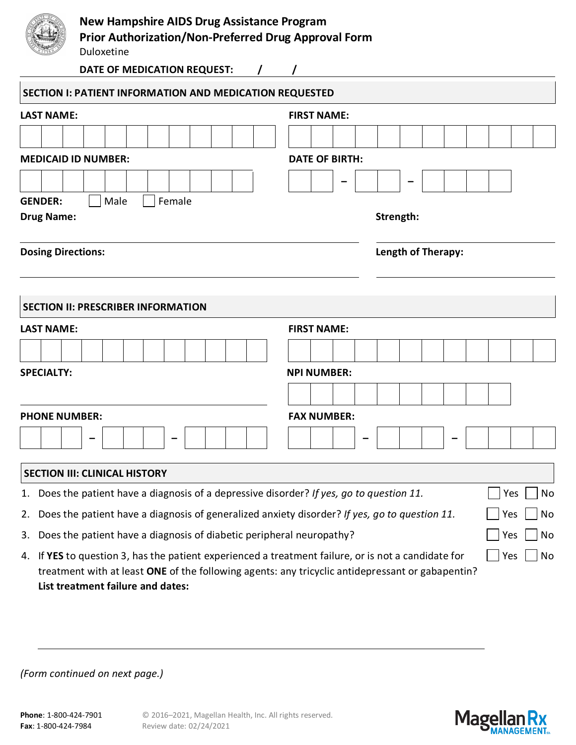# New Hampshire AIDS Drug Assistance Program
## Prior Authorization/Non-Preferred Drug Approval Form

Duloxetine

**DATE OF MEDICATION REQUEST:** ____ / ____ / ____

## SECTION I: PATIENT INFORMATION AND MEDICATION REQUESTED

**LAST NAME:** ______________________ **FIRST NAME:** ______________________

**MEDICAID ID NUMBER:** ______________________ **DATE OF BIRTH:** ____ – ____ – ________

**GENDER:** ☐ Male ☐ Female

**Drug Name:** ______________________ **Strength:** ______________________

**Dosing Directions:** ______________________ **Length of Therapy:** ______________________

## SECTION II: PRESCRIBER INFORMATION

**LAST NAME:** ______________________ **FIRST NAME:** ______________________

**SPECIALTY:** ______________________ **NPI NUMBER:** ______________________

**PHONE NUMBER:** ______ – ______ – ________ **FAX NUMBER:** ______ – ______ – ________

## SECTION III: CLINICAL HISTORY

1. Does the patient have a diagnosis of a depressive disorder? *If yes, go to question 11.* ☐ Yes ☐ No
2. Does the patient have a diagnosis of generalized anxiety disorder? *If yes, go to question 11.* ☐ Yes ☐ No
3. Does the patient have a diagnosis of diabetic peripheral neuropathy? ☐ Yes ☐ No
4. If **YES** to question 3, has the patient experienced a treatment failure, or is not a candidate for treatment with at least **ONE** of the following agents: any tricyclic antidepressant or gabapentin? ☐ Yes ☐ No
   **List treatment failure and dates:** ______________________

*(Form continued on next page.)*

**Phone**: 1-800-424-7901
**Fax**: 1-800-424-7984

© 2016–2021, Magellan Health, Inc. All rights reserved.
Review date: 02/24/2021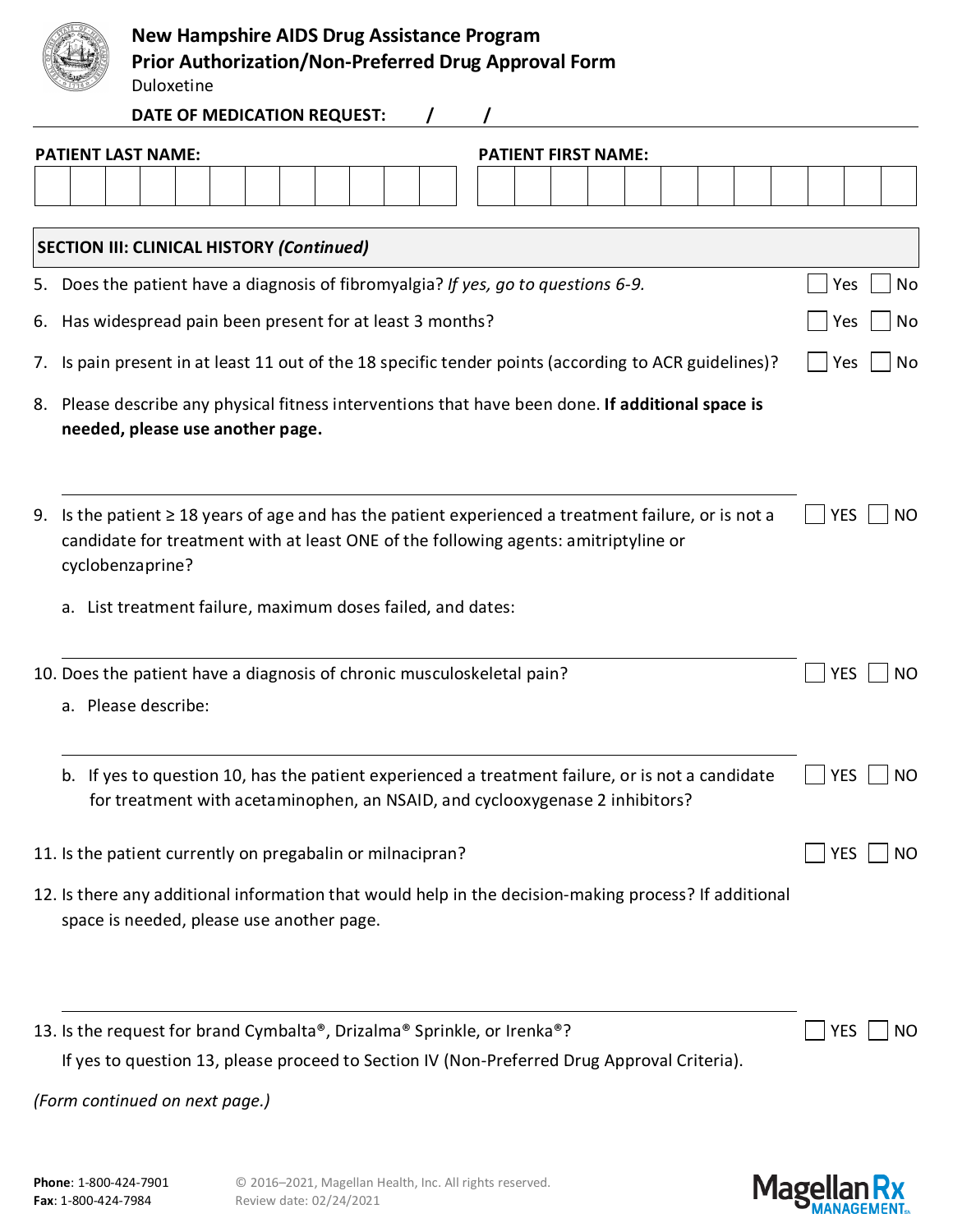# New Hampshire AIDS Drug Assistance Program
## Prior Authorization/Non-Preferred Drug Approval Form
Duloxetine

**DATE OF MEDICATION REQUEST:** / /

**PATIENT LAST NAME:** **PATIENT FIRST NAME:**

| | | | | | | | | | | | | | | | | | | | | | | | |
|---|---|---|---|---|---|---|---|---|---|---|---|---|---|---|---|---|---|---|---|---|---|---|---|
| | | | | | | | | | | | | | | | | | | | | | | | |

**SECTION III: CLINICAL HISTORY *(Continued)***

5. Does the patient have a diagnosis of fibromyalgia? *If yes, go to questions 6-9.* ☐ Yes ☐ No
6. Has widespread pain been present for at least 3 months? ☐ Yes ☐ No
7. Is pain present in at least 11 out of the 18 specific tender points (according to ACR guidelines)? ☐ Yes ☐ No
8. Please describe any physical fitness interventions that have been done. **If additional space is needed, please use another page.**

   ______________________________

9. Is the patient ≥ 18 years of age and has the patient experienced a treatment failure, or is not a candidate for treatment with at least ONE of the following agents: amitriptyline or cyclobenzaprine? ☐ YES ☐ NO
   a. List treatment failure, maximum doses failed, and dates:

   ______________________________

10. Does the patient have a diagnosis of chronic musculoskeletal pain? ☐ YES ☐ NO
    a. Please describe:

    ______________________________

    b. If yes to question 10, has the patient experienced a treatment failure, or is not a candidate for treatment with acetaminophen, an NSAID, and cyclooxygenase 2 inhibitors? ☐ YES ☐ NO
11. Is the patient currently on pregabalin or milnacipran? ☐ YES ☐ NO
12. Is there any additional information that would help in the decision-making process? If additional space is needed, please use another page.

    ______________________________

13. Is the request for brand Cymbalta®, Drizalma® Sprinkle, or Irenka®? ☐ YES ☐ NO
    If yes to question 13, please proceed to Section IV (Non-Preferred Drug Approval Criteria).

*(Form continued on next page.)*

**Phone**: 1-800-424-7901
**Fax**: 1-800-424-7984

© 2016–2021, Magellan Health, Inc. All rights reserved.
Review date: 02/24/2021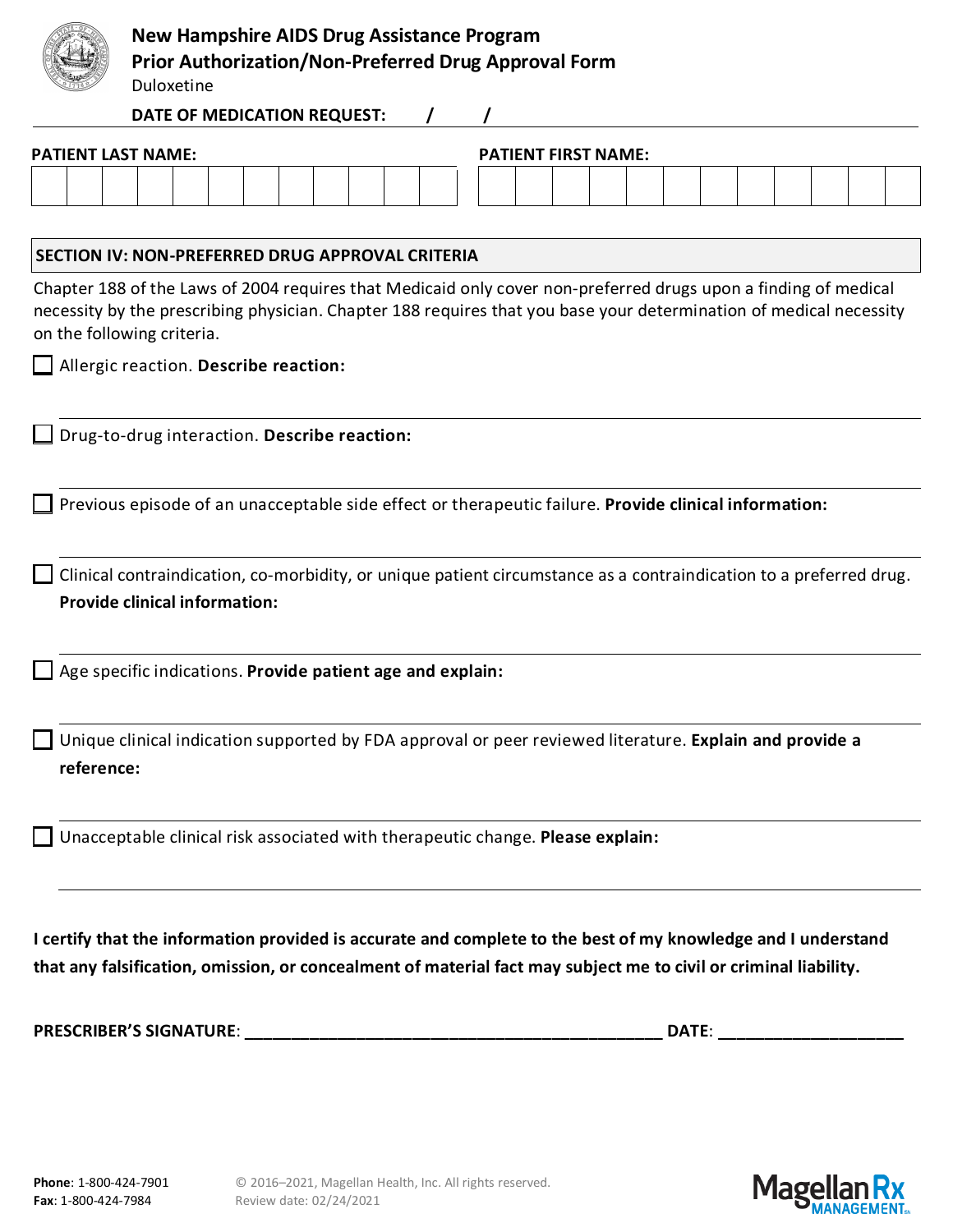# New Hampshire AIDS Drug Assistance Program
## Prior Authorization/Non-Preferred Drug Approval Form

Duloxetine

**DATE OF MEDICATION REQUEST:** / /

**PATIENT LAST NAME:**

| | | | | | | | | | | | |
|---|---|---|---|---|---|---|---|---|---|---|---|
| | | | | | | | | | | | |

**PATIENT FIRST NAME:**

| | | | | | | | | | | | |
|---|---|---|---|---|---|---|---|---|---|---|---|
| | | | | | | | | | | | |

### SECTION IV: NON-PREFERRED DRUG APPROVAL CRITERIA

Chapter 188 of the Laws of 2004 requires that Medicaid only cover non-preferred drugs upon a finding of medical necessity by the prescribing physician. Chapter 188 requires that you base your determination of medical necessity on the following criteria.

☐ Allergic reaction. **Describe reaction:**

☐ Drug-to-drug interaction. **Describe reaction:**

☐ Previous episode of an unacceptable side effect or therapeutic failure. **Provide clinical information:**

☐ Clinical contraindication, co-morbidity, or unique patient circumstance as a contraindication to a preferred drug. **Provide clinical information:**

☐ Age specific indications. **Provide patient age and explain:**

☐ Unique clinical indication supported by FDA approval or peer reviewed literature. **Explain and provide a reference:**

☐ Unacceptable clinical risk associated with therapeutic change. **Please explain:**

**I certify that the information provided is accurate and complete to the best of my knowledge and I understand that any falsification, omission, or concealment of material fact may subject me to civil or criminal liability.**

**PRESCRIBER'S SIGNATURE**: ______________________________ **DATE**: ____________

**Phone**: 1-800-424-7901
**Fax**: 1-800-424-7984

© 2016–2021, Magellan Health, Inc. All rights reserved.
Review date: 02/24/2021